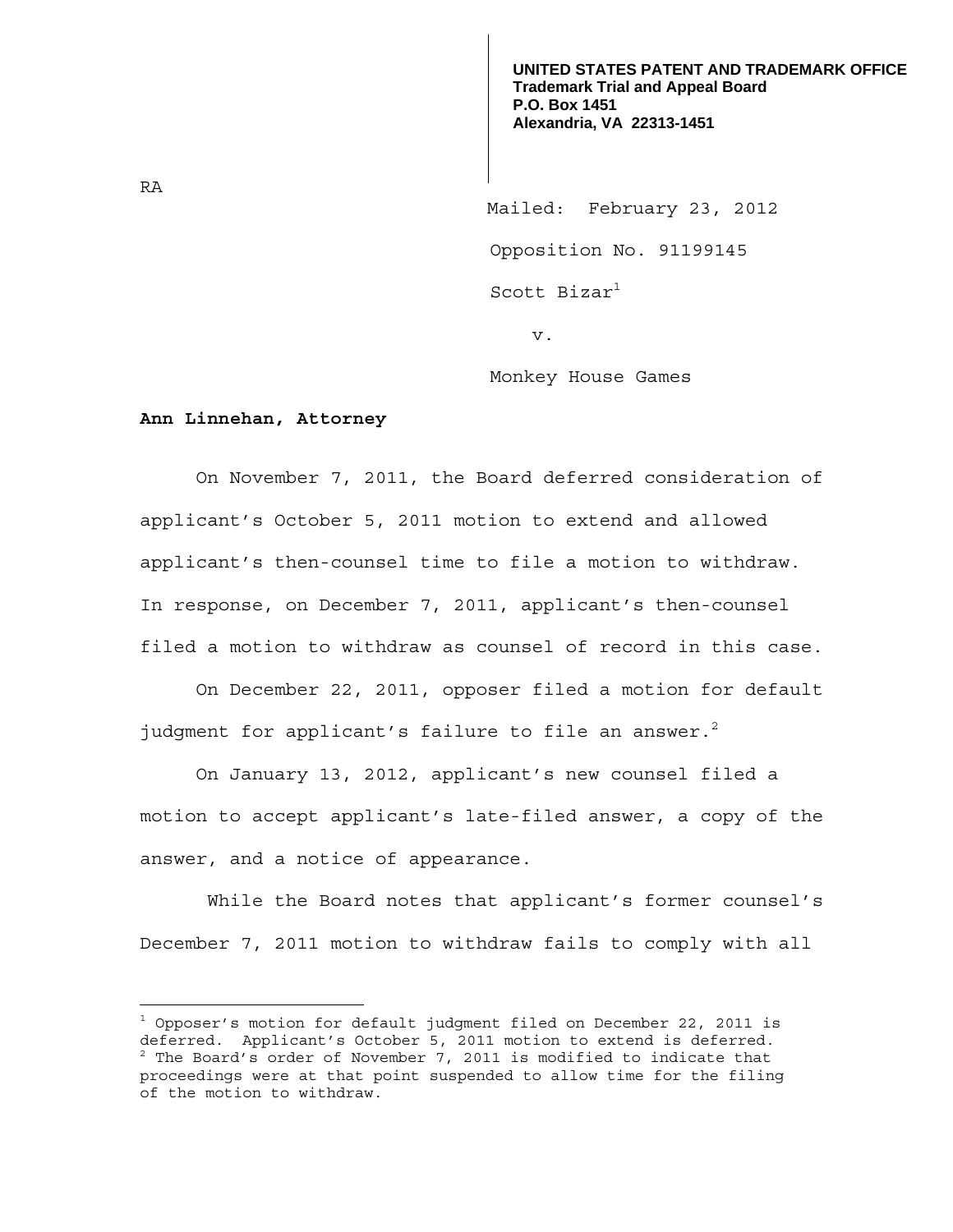**UNITED STATES PATENT AND TRADEMARK OFFICE**
**Trademark Trial and Appeal Board**
**P.O. Box 1451**
**Alexandria, VA 22313-1451**

RA

Mailed: February 23, 2012

Opposition No. 91199145

Scott Bizar[1]

v.

Monkey House Games

**Ann Linnehan, Attorney**

On November 7, 2011, the Board deferred consideration of applicant's October 5, 2011 motion to extend and allowed applicant's then-counsel time to file a motion to withdraw. In response, on December 7, 2011, applicant's then-counsel filed a motion to withdraw as counsel of record in this case.

On December 22, 2011, opposer filed a motion for default judgment for applicant's failure to file an answer.[2]

On January 13, 2012, applicant's new counsel filed a motion to accept applicant's late-filed answer, a copy of the answer, and a notice of appearance.

While the Board notes that applicant's former counsel's December 7, 2011 motion to withdraw fails to comply with all

---

[1] Opposer's motion for default judgment filed on December 22, 2011 is deferred. Applicant's October 5, 2011 motion to extend is deferred.

[2] The Board's order of November 7, 2011 is modified to indicate that proceedings were at that point suspended to allow time for the filing of the motion to withdraw.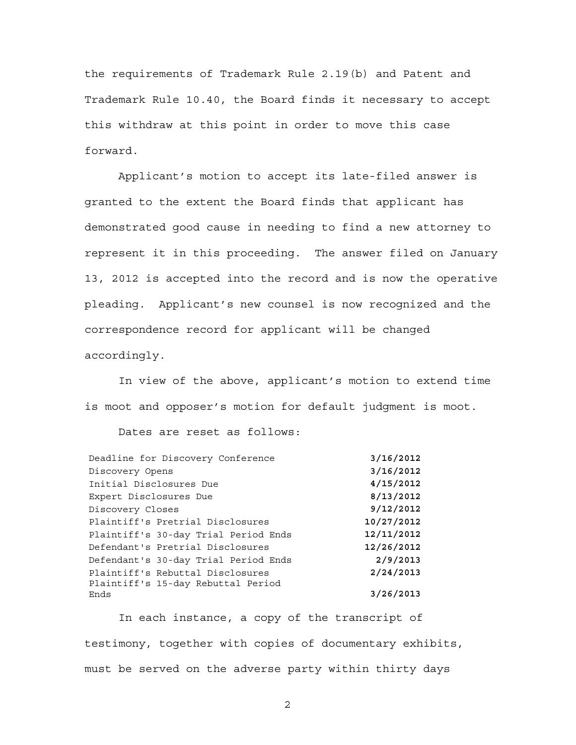the requirements of Trademark Rule 2.19(b) and Patent and Trademark Rule 10.40, the Board finds it necessary to accept this withdraw at this point in order to move this case forward.

Applicant's motion to accept its late-filed answer is granted to the extent the Board finds that applicant has demonstrated good cause in needing to find a new attorney to represent it in this proceeding. The answer filed on January 13, 2012 is accepted into the record and is now the operative pleading. Applicant's new counsel is now recognized and the correspondence record for applicant will be changed accordingly.

In view of the above, applicant's motion to extend time is moot and opposer's motion for default judgment is moot.

Dates are reset as follows:

| | |
|---|---|
| Deadline for Discovery Conference | **3/16/2012** |
| Discovery Opens | **3/16/2012** |
| Initial Disclosures Due | **4/15/2012** |
| Expert Disclosures Due | **8/13/2012** |
| Discovery Closes | **9/12/2012** |
| Plaintiff's Pretrial Disclosures | **10/27/2012** |
| Plaintiff's 30-day Trial Period Ends | **12/11/2012** |
| Defendant's Pretrial Disclosures | **12/26/2012** |
| Defendant's 30-day Trial Period Ends | **2/9/2013** |
| Plaintiff's Rebuttal Disclosures | **2/24/2013** |
| Plaintiff's 15-day Rebuttal Period Ends | **3/26/2013** |

In each instance, a copy of the transcript of testimony, together with copies of documentary exhibits, must be served on the adverse party within thirty days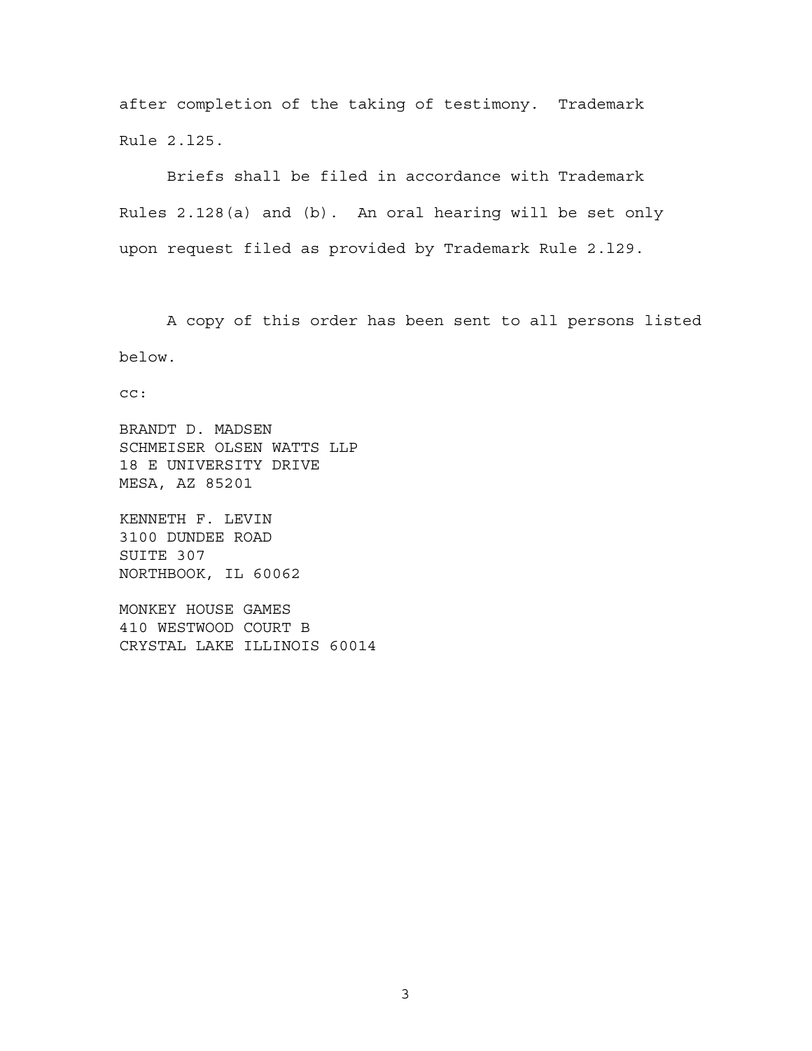after completion of the taking of testimony. Trademark Rule 2.l25.

Briefs shall be filed in accordance with Trademark Rules 2.128(a) and (b). An oral hearing will be set only upon request filed as provided by Trademark Rule 2.l29.

A copy of this order has been sent to all persons listed below.

cc:

BRANDT D. MADSEN
SCHMEISER OLSEN WATTS LLP
18 E UNIVERSITY DRIVE
MESA, AZ 85201

KENNETH F. LEVIN
3100 DUNDEE ROAD
SUITE 307
NORTHBOOK, IL 60062

MONKEY HOUSE GAMES
410 WESTWOOD COURT B
CRYSTAL LAKE ILLINOIS 60014